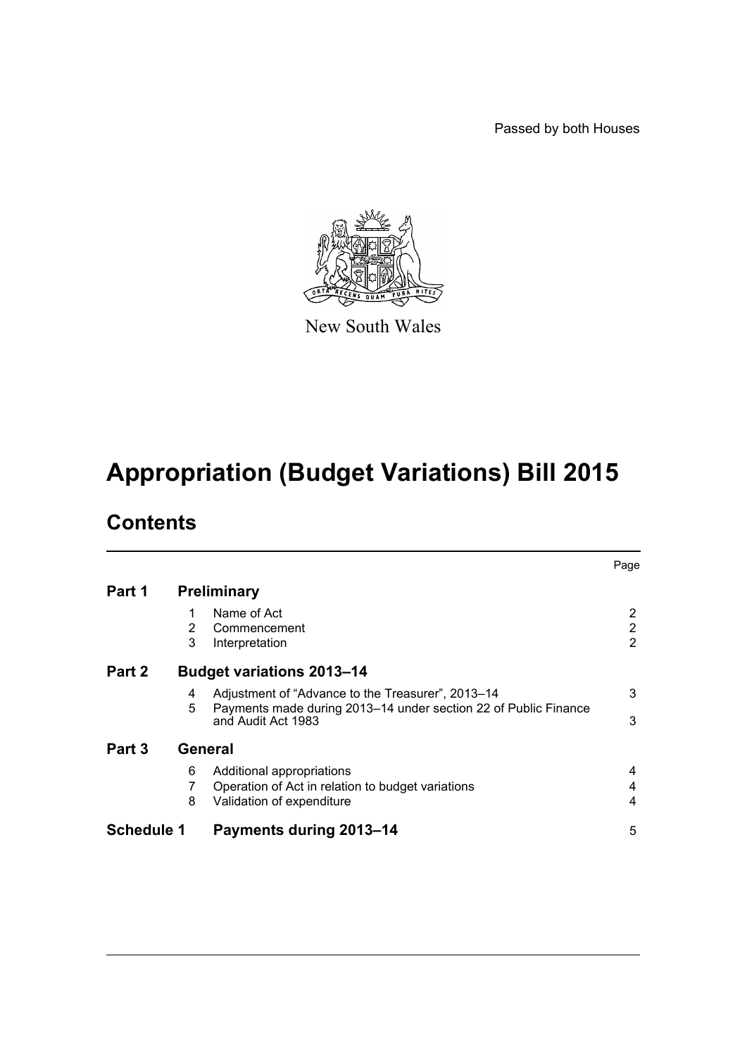Passed by both Houses

New South Wales

# Appropriation (Budget Variations) Bill 2015

## Contents

| | | | Page |
|---|---|---|---|
| **Part 1** | **Preliminary** | | |
| | 1 | Name of Act | 2 |
| | 2 | Commencement | 2 |
| | 3 | Interpretation | 2 |
| **Part 2** | **Budget variations 2013–14** | | |
| | 4 | Adjustment of "Advance to the Treasurer", 2013–14 | 3 |
| | 5 | Payments made during 2013–14 under section 22 of Public Finance and Audit Act 1983 | 3 |
| **Part 3** | **General** | | |
| | 6 | Additional appropriations | 4 |
| | 7 | Operation of Act in relation to budget variations | 4 |
| | 8 | Validation of expenditure | 4 |
| **Schedule 1** | **Payments during 2013–14** | | 5 |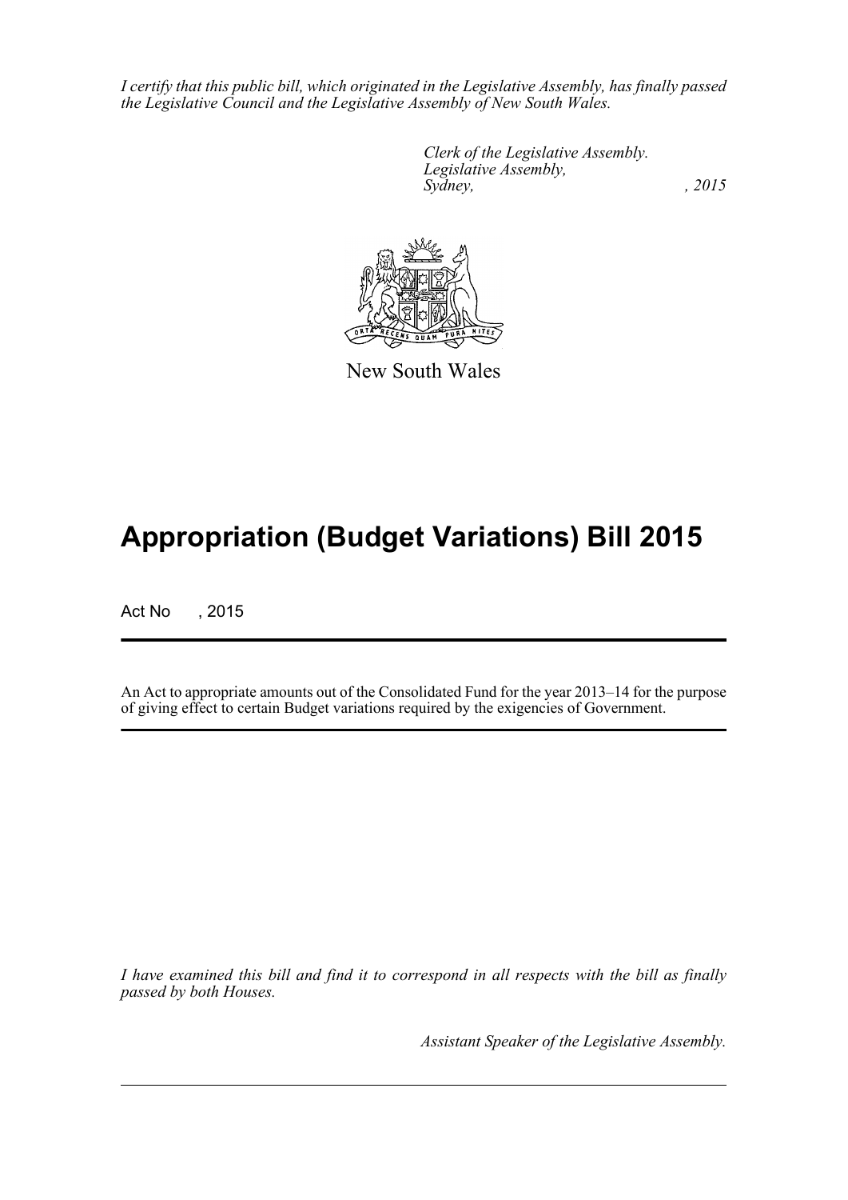*I certify that this public bill, which originated in the Legislative Assembly, has finally passed the Legislative Council and the Legislative Assembly of New South Wales.*

*Clerk of the Legislative Assembly.*
*Legislative Assembly,*
*Sydney, , 2015*

New South Wales

# Appropriation (Budget Variations) Bill 2015

Act No , 2015

An Act to appropriate amounts out of the Consolidated Fund for the year 2013–14 for the purpose of giving effect to certain Budget variations required by the exigencies of Government.

*I have examined this bill and find it to correspond in all respects with the bill as finally passed by both Houses.*

*Assistant Speaker of the Legislative Assembly.*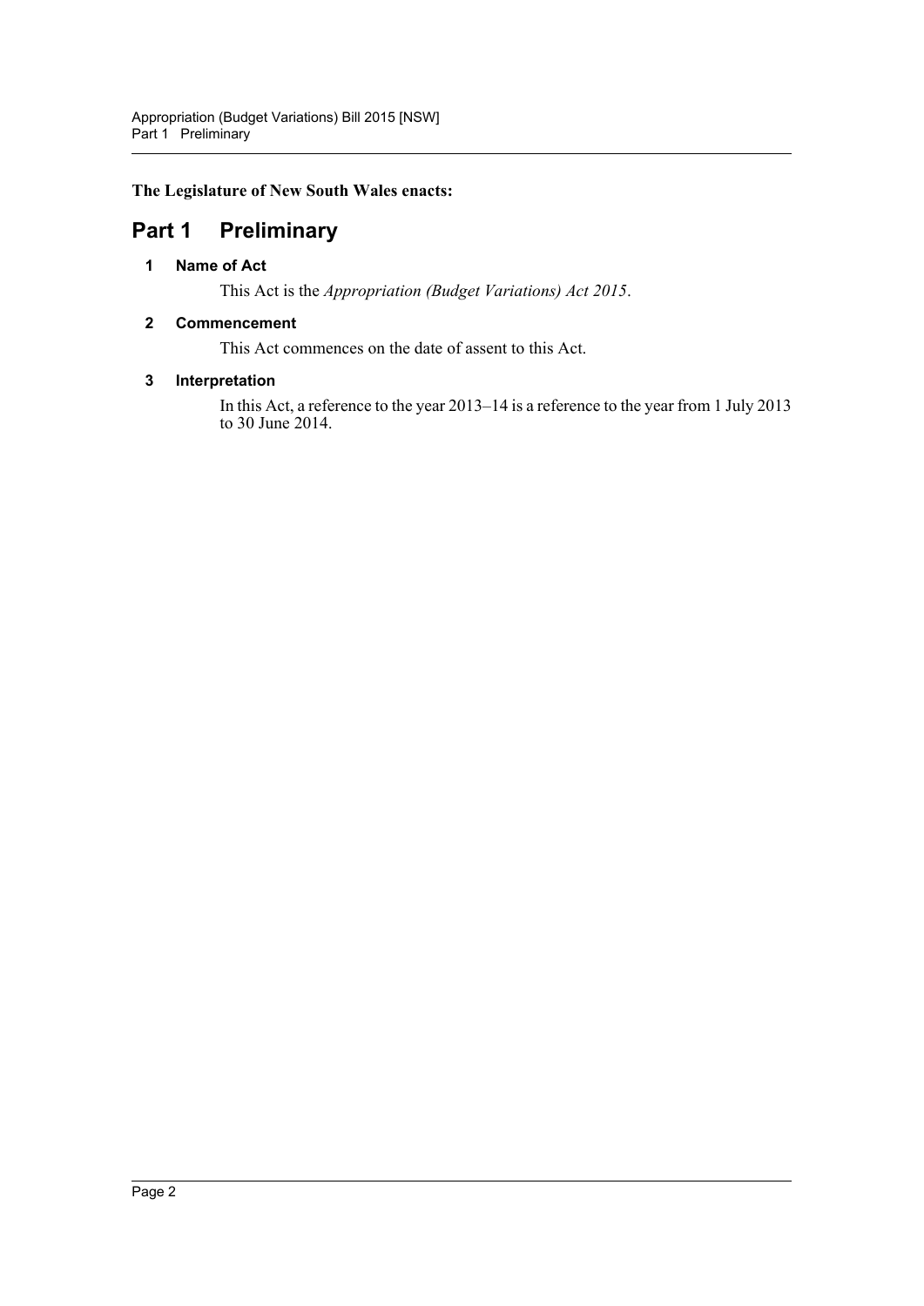**The Legislature of New South Wales enacts:**

# Part 1 Preliminary

### 1 Name of Act

This Act is the *Appropriation (Budget Variations) Act 2015*.

### 2 Commencement

This Act commences on the date of assent to this Act.

### 3 Interpretation

In this Act, a reference to the year 2013–14 is a reference to the year from 1 July 2013 to 30 June 2014.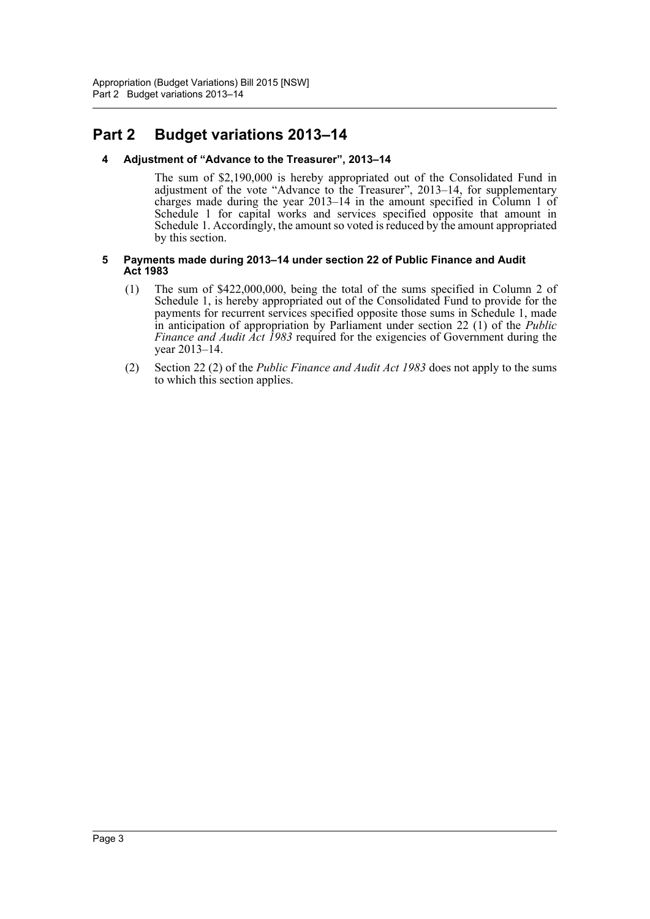# Part 2 Budget variations 2013–14

### 4 Adjustment of "Advance to the Treasurer", 2013–14

The sum of $2,190,000 is hereby appropriated out of the Consolidated Fund in adjustment of the vote "Advance to the Treasurer", 2013–14, for supplementary charges made during the year 2013–14 in the amount specified in Column 1 of Schedule 1 for capital works and services specified opposite that amount in Schedule 1. Accordingly, the amount so voted is reduced by the amount appropriated by this section.

### 5 Payments made during 2013–14 under section 22 of Public Finance and Audit Act 1983

(1) The sum of $422,000,000, being the total of the sums specified in Column 2 of Schedule 1, is hereby appropriated out of the Consolidated Fund to provide for the payments for recurrent services specified opposite those sums in Schedule 1, made in anticipation of appropriation by Parliament under section 22 (1) of the *Public Finance and Audit Act 1983* required for the exigencies of Government during the year 2013–14.

(2) Section 22 (2) of the *Public Finance and Audit Act 1983* does not apply to the sums to which this section applies.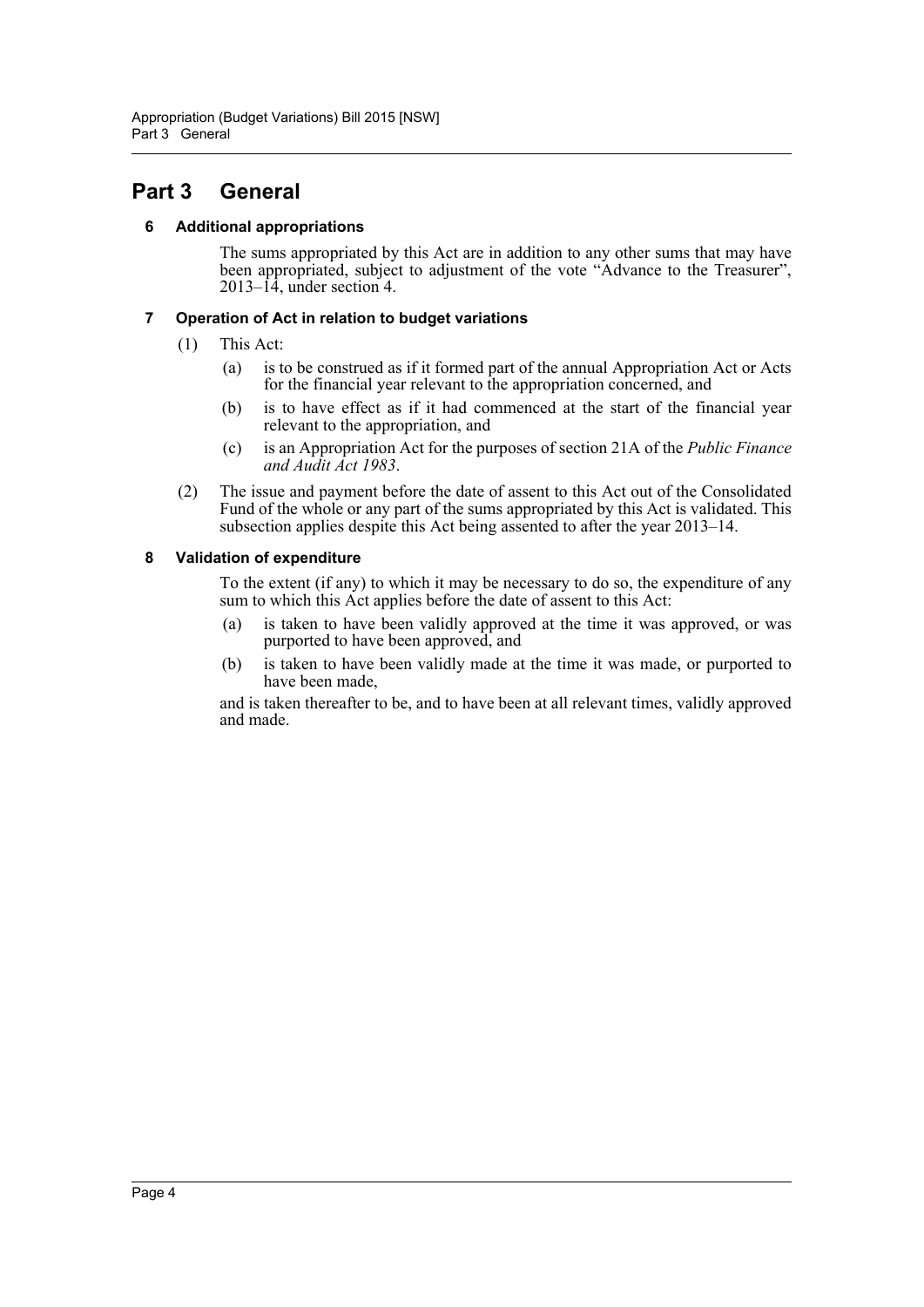# Part 3 General

### 6 Additional appropriations

The sums appropriated by this Act are in addition to any other sums that may have been appropriated, subject to adjustment of the vote "Advance to the Treasurer", 2013–14, under section 4.

### 7 Operation of Act in relation to budget variations

(1) This Act:

(a) is to be construed as if it formed part of the annual Appropriation Act or Acts for the financial year relevant to the appropriation concerned, and

(b) is to have effect as if it had commenced at the start of the financial year relevant to the appropriation, and

(c) is an Appropriation Act for the purposes of section 21A of the *Public Finance and Audit Act 1983*.

(2) The issue and payment before the date of assent to this Act out of the Consolidated Fund of the whole or any part of the sums appropriated by this Act is validated. This subsection applies despite this Act being assented to after the year 2013–14.

### 8 Validation of expenditure

To the extent (if any) to which it may be necessary to do so, the expenditure of any sum to which this Act applies before the date of assent to this Act:

(a) is taken to have been validly approved at the time it was approved, or was purported to have been approved, and

(b) is taken to have been validly made at the time it was made, or purported to have been made,

and is taken thereafter to be, and to have been at all relevant times, validly approved and made.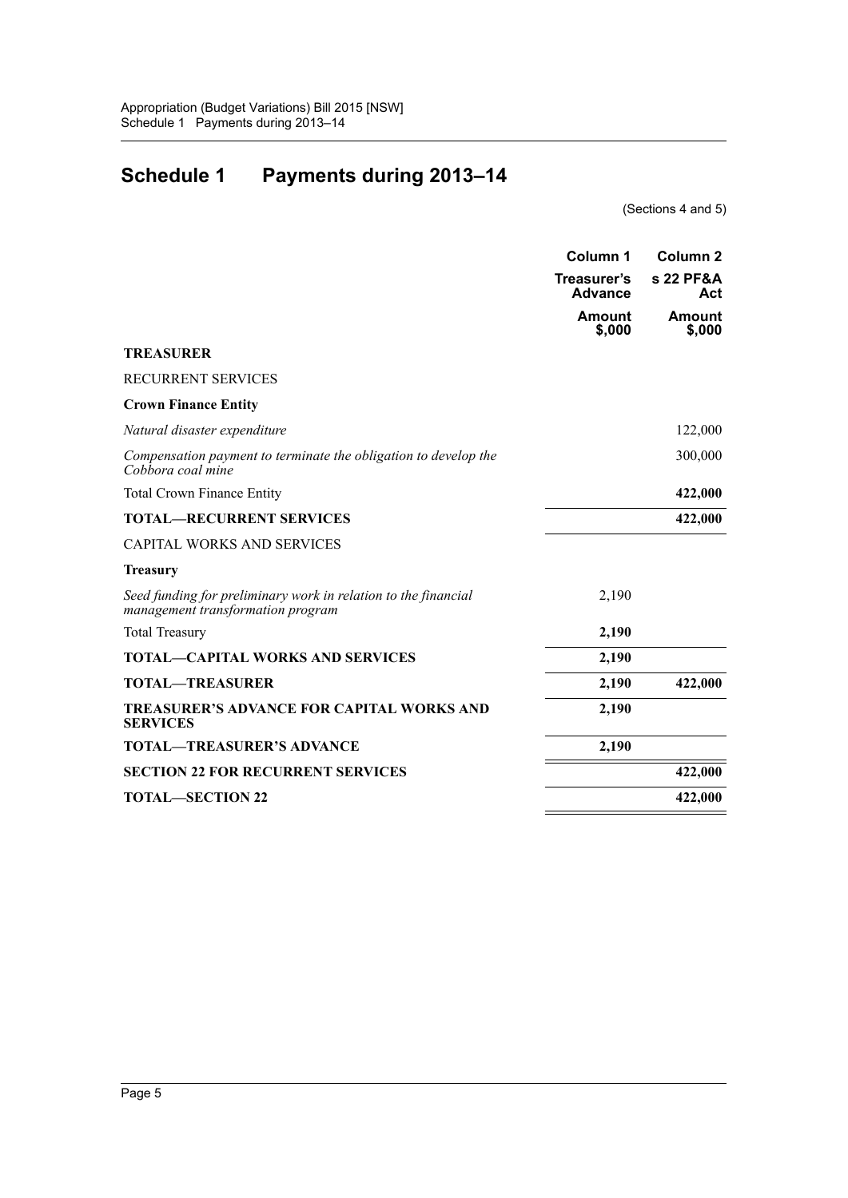# Schedule 1 Payments during 2013–14

(Sections 4 and 5)

| | Column 1 | Column 2 |
|---|---|---|
| | Treasurer's Advance | s 22 PF&A Act |
| | Amount $,000 | Amount $,000 |
| **TREASURER** | | |
| RECURRENT SERVICES | | |
| **Crown Finance Entity** | | |
| *Natural disaster expenditure* | | 122,000 |
| *Compensation payment to terminate the obligation to develop the Cobbora coal mine* | | 300,000 |
| Total Crown Finance Entity | | **422,000** |
| **TOTAL—RECURRENT SERVICES** | | **422,000** |
| CAPITAL WORKS AND SERVICES | | |
| **Treasury** | | |
| *Seed funding for preliminary work in relation to the financial management transformation program* | 2,190 | |
| Total Treasury | **2,190** | |
| **TOTAL—CAPITAL WORKS AND SERVICES** | **2,190** | |
| **TOTAL—TREASURER** | **2,190** | **422,000** |
| **TREASURER'S ADVANCE FOR CAPITAL WORKS AND SERVICES** | **2,190** | |
| **TOTAL—TREASURER'S ADVANCE** | **2,190** | |
| **SECTION 22 FOR RECURRENT SERVICES** | | **422,000** |
| **TOTAL—SECTION 22** | | **422,000** |